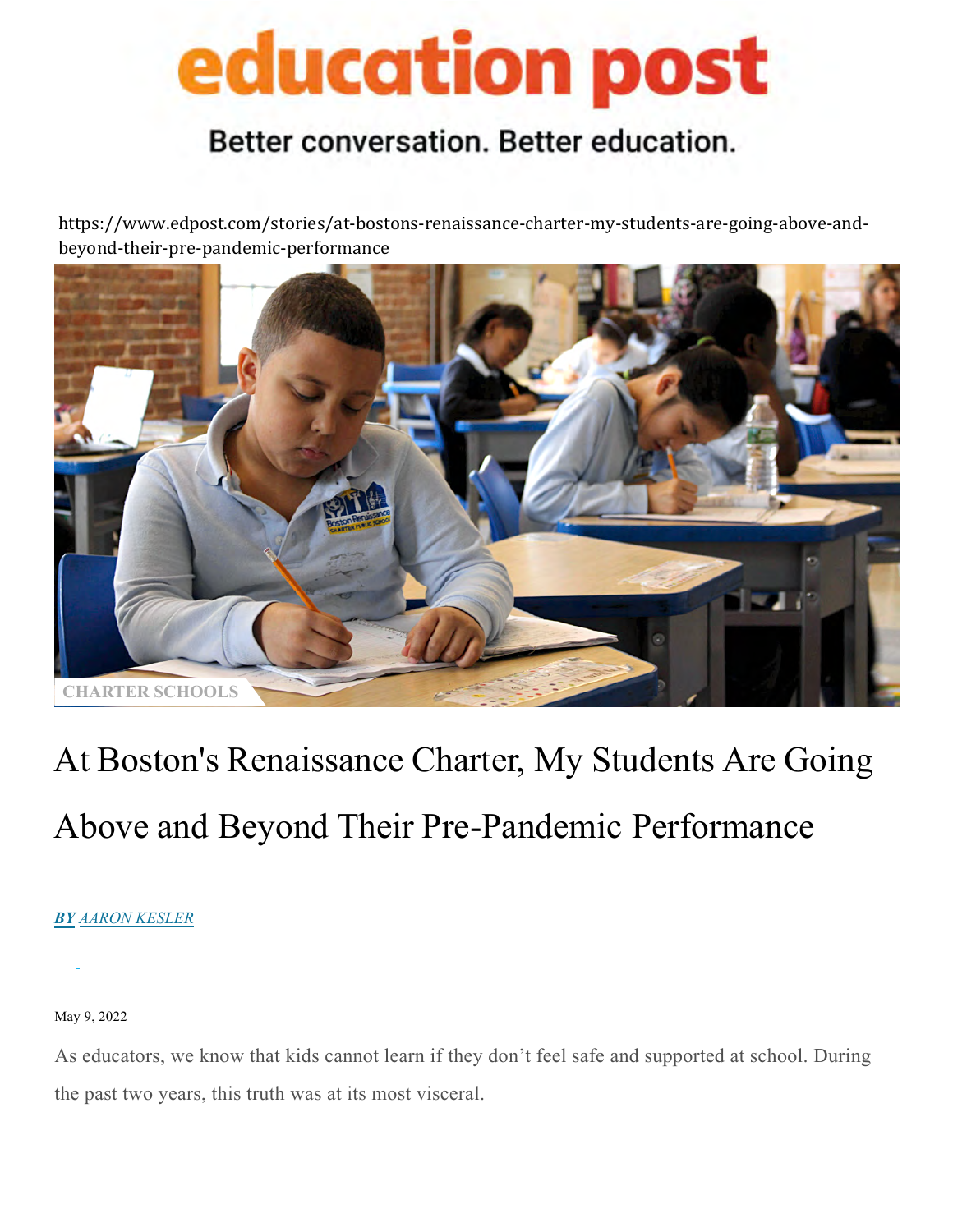education post

Better conversation. Better education.

https://www.edpost.com/stories/at-bostons-renaissance-charter-my-students-are-going-above-and-beyond-their-pre-pandemic-performance

CHARTER SCHOOLS

# At Boston's Renaissance Charter, My Students Are Going Above and Beyond Their Pre-Pandemic Performance

***BY*** *AARON KESLER*

May 9, 2022

As educators, we know that kids cannot learn if they don't feel safe and supported at school. During the past two years, this truth was at its most visceral.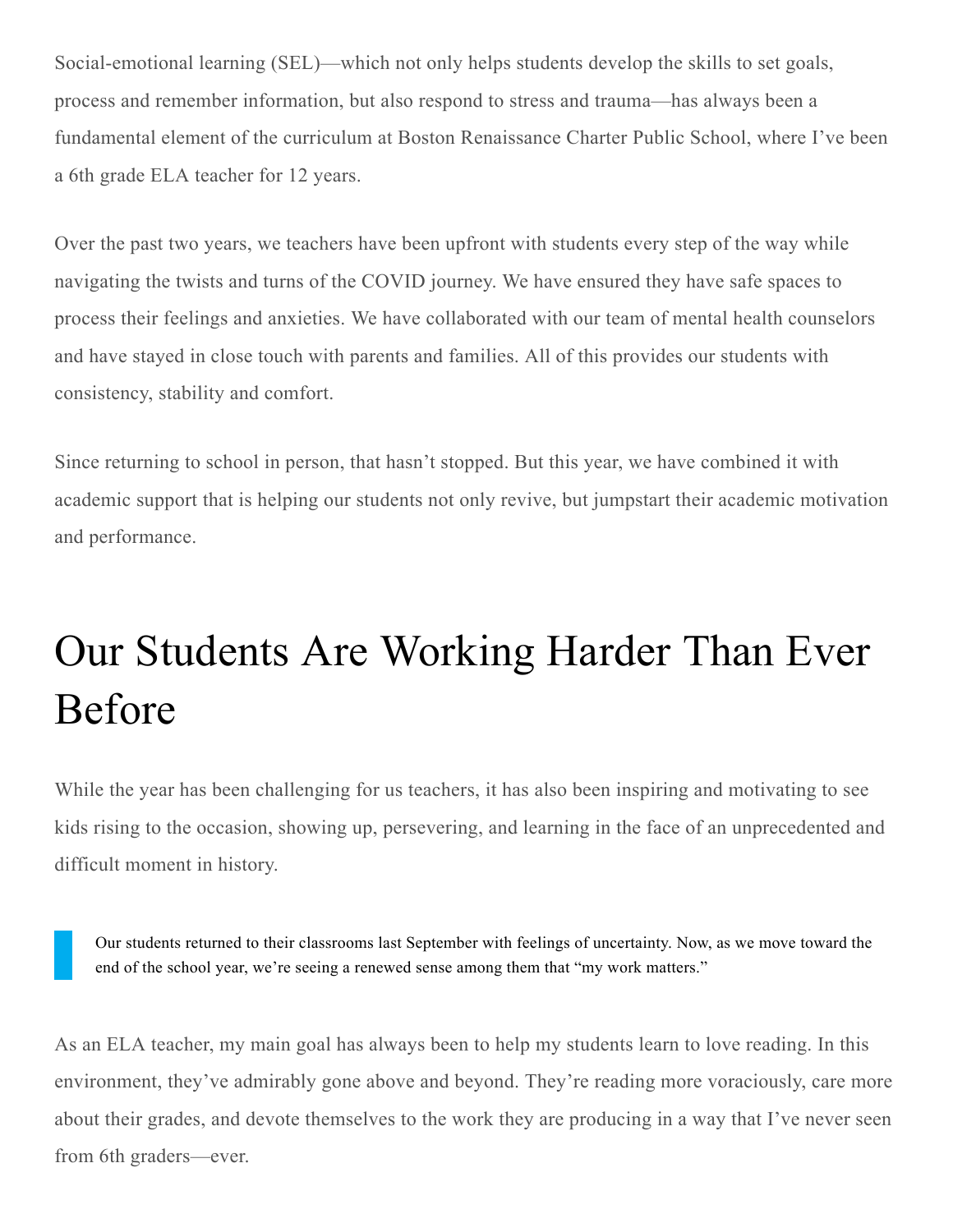Social-emotional learning (SEL)—which not only helps students develop the skills to set goals, process and remember information, but also respond to stress and trauma—has always been a fundamental element of the curriculum at Boston Renaissance Charter Public School, where I've been a 6th grade ELA teacher for 12 years.

Over the past two years, we teachers have been upfront with students every step of the way while navigating the twists and turns of the COVID journey. We have ensured they have safe spaces to process their feelings and anxieties. We have collaborated with our team of mental health counselors and have stayed in close touch with parents and families. All of this provides our students with consistency, stability and comfort.

Since returning to school in person, that hasn't stopped. But this year, we have combined it with academic support that is helping our students not only revive, but jumpstart their academic motivation and performance.

# Our Students Are Working Harder Than Ever Before

While the year has been challenging for us teachers, it has also been inspiring and motivating to see kids rising to the occasion, showing up, persevering, and learning in the face of an unprecedented and difficult moment in history.

> Our students returned to their classrooms last September with feelings of uncertainty. Now, as we move toward the end of the school year, we're seeing a renewed sense among them that "my work matters."

As an ELA teacher, my main goal has always been to help my students learn to love reading. In this environment, they've admirably gone above and beyond. They're reading more voraciously, care more about their grades, and devote themselves to the work they are producing in a way that I've never seen from 6th graders—ever.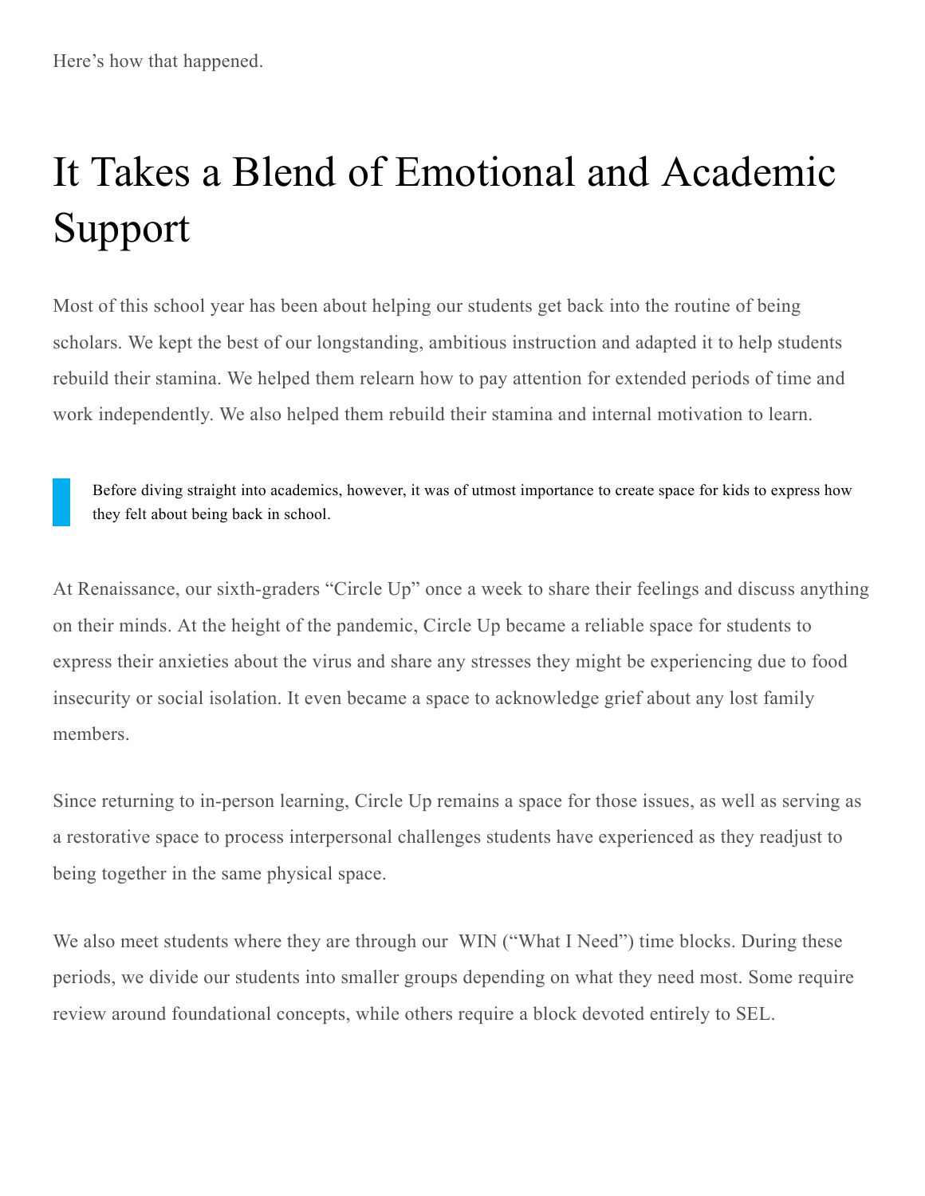Here's how that happened.

# It Takes a Blend of Emotional and Academic Support

Most of this school year has been about helping our students get back into the routine of being scholars. We kept the best of our longstanding, ambitious instruction and adapted it to help students rebuild their stamina. We helped them relearn how to pay attention for extended periods of time and work independently. We also helped them rebuild their stamina and internal motivation to learn.

> Before diving straight into academics, however, it was of utmost importance to create space for kids to express how they felt about being back in school.

At Renaissance, our sixth-graders "Circle Up" once a week to share their feelings and discuss anything on their minds. At the height of the pandemic, Circle Up became a reliable space for students to express their anxieties about the virus and share any stresses they might be experiencing due to food insecurity or social isolation. It even became a space to acknowledge grief about any lost family members.

Since returning to in-person learning, Circle Up remains a space for those issues, as well as serving as a restorative space to process interpersonal challenges students have experienced as they readjust to being together in the same physical space.

We also meet students where they are through our WIN ("What I Need") time blocks. During these periods, we divide our students into smaller groups depending on what they need most. Some require review around foundational concepts, while others require a block devoted entirely to SEL.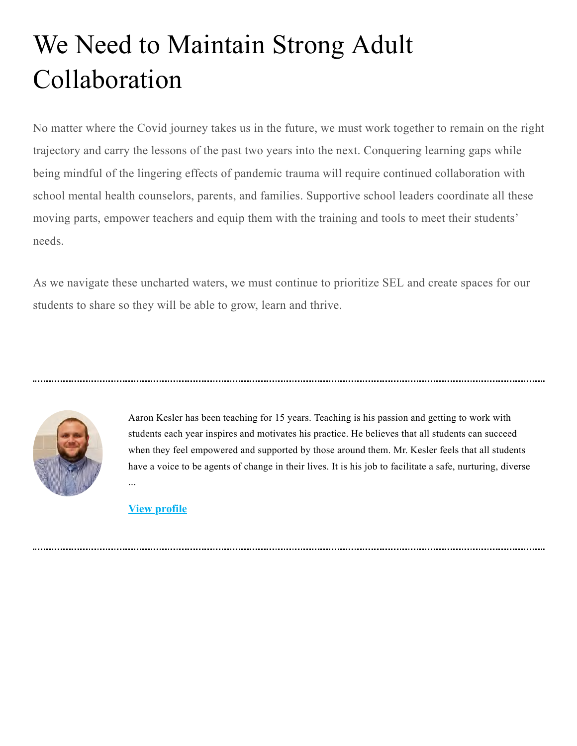# We Need to Maintain Strong Adult Collaboration

No matter where the Covid journey takes us in the future, we must work together to remain on the right trajectory and carry the lessons of the past two years into the next. Conquering learning gaps while being mindful of the lingering effects of pandemic trauma will require continued collaboration with school mental health counselors, parents, and families. Supportive school leaders coordinate all these moving parts, empower teachers and equip them with the training and tools to meet their students' needs.

As we navigate these uncharted waters, we must continue to prioritize SEL and create spaces for our students to share so they will be able to grow, learn and thrive.

---

Aaron Kesler has been teaching for 15 years. Teaching is his passion and getting to work with students each year inspires and motivates his practice. He believes that all students can succeed when they feel empowered and supported by those around them. Mr. Kesler feels that all students have a voice to be agents of change in their lives. It is his job to facilitate a safe, nurturing, diverse ...

**View profile**

---